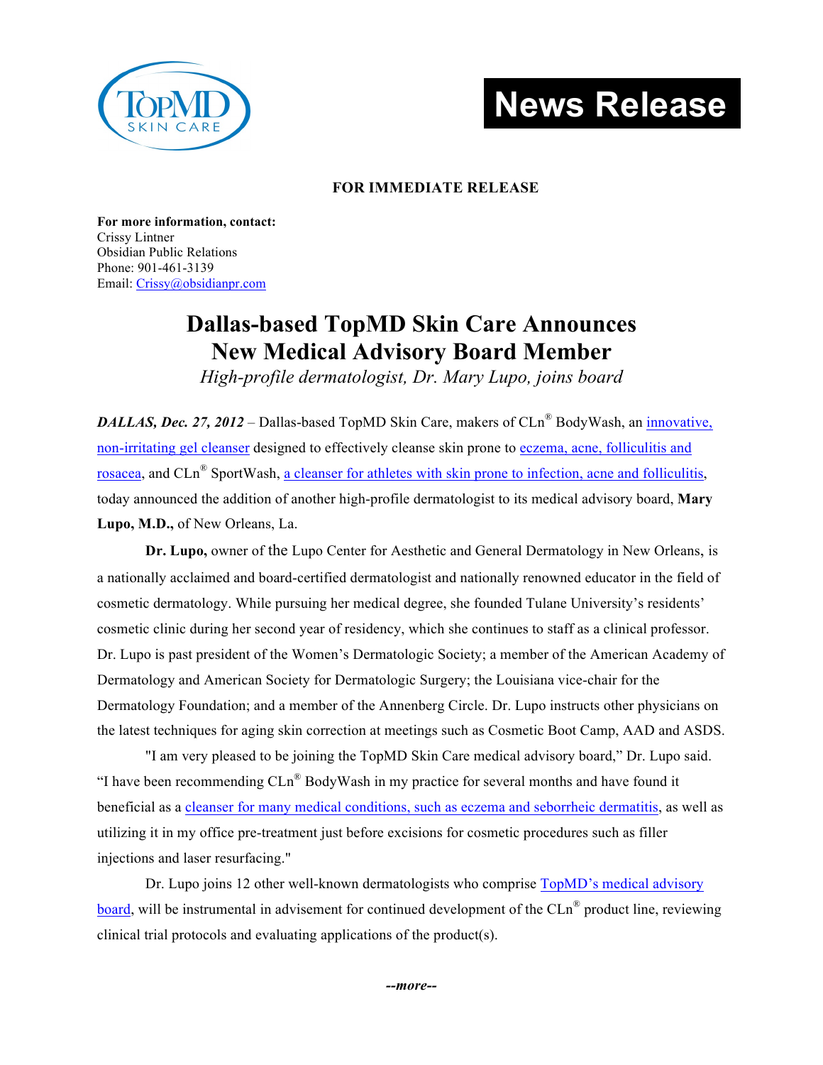TopMD SKIN CARE

**News Release**

**FOR IMMEDIATE RELEASE**

**For more information, contact:**
Crissy Lintner
Obsidian Public Relations
Phone: 901-461-3139
Email: Crissy@obsidianpr.com

# Dallas-based TopMD Skin Care Announces New Medical Advisory Board Member

*High-profile dermatologist, Dr. Mary Lupo, joins board*

***DALLAS, Dec. 27, 2012*** – Dallas-based TopMD Skin Care, makers of CLn® BodyWash, an innovative, non-irritating gel cleanser designed to effectively cleanse skin prone to eczema, acne, folliculitis and rosacea, and CLn® SportWash, a cleanser for athletes with skin prone to infection, acne and folliculitis, today announced the addition of another high-profile dermatologist to its medical advisory board, **Mary Lupo, M.D.,** of New Orleans, La.

**Dr. Lupo,** owner of the Lupo Center for Aesthetic and General Dermatology in New Orleans, is a nationally acclaimed and board-certified dermatologist and nationally renowned educator in the field of cosmetic dermatology. While pursuing her medical degree, she founded Tulane University's residents' cosmetic clinic during her second year of residency, which she continues to staff as a clinical professor. Dr. Lupo is past president of the Women's Dermatologic Society; a member of the American Academy of Dermatology and American Society for Dermatologic Surgery; the Louisiana vice-chair for the Dermatology Foundation; and a member of the Annenberg Circle. Dr. Lupo instructs other physicians on the latest techniques for aging skin correction at meetings such as Cosmetic Boot Camp, AAD and ASDS.

"I am very pleased to be joining the TopMD Skin Care medical advisory board," Dr. Lupo said. "I have been recommending CLn® BodyWash in my practice for several months and have found it beneficial as a cleanser for many medical conditions, such as eczema and seborrheic dermatitis, as well as utilizing it in my office pre-treatment just before excisions for cosmetic procedures such as filler injections and laser resurfacing."

Dr. Lupo joins 12 other well-known dermatologists who comprise TopMD's medical advisory board, will be instrumental in advisement for continued development of the CLn® product line, reviewing clinical trial protocols and evaluating applications of the product(s).

***--more--***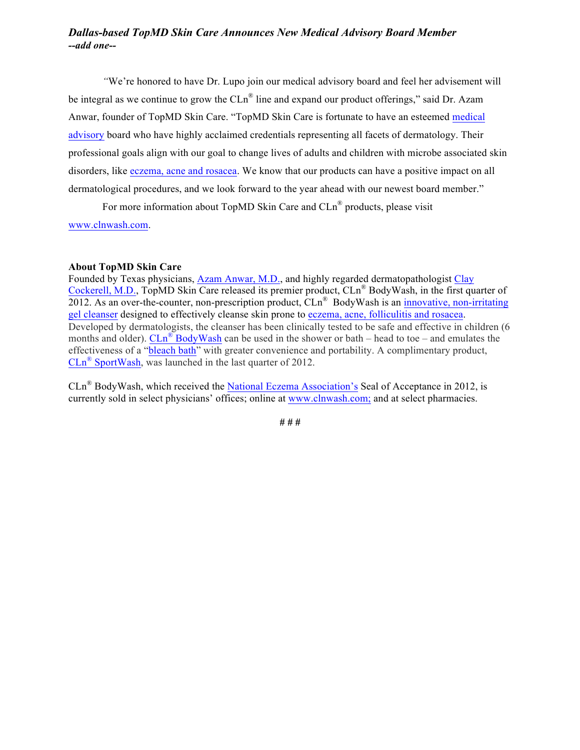“We’re honored to have Dr. Lupo join our medical advisory board and feel her advisement will be integral as we continue to grow the CLn® line and expand our product offerings,” said Dr. Azam Anwar, founder of TopMD Skin Care. “TopMD Skin Care is fortunate to have an esteemed medical advisory board who have highly acclaimed credentials representing all facets of dermatology. Their professional goals align with our goal to change lives of adults and children with microbe associated skin disorders, like eczema, acne and rosacea. We know that our products can have a positive impact on all dermatological procedures, and we look forward to the year ahead with our newest board member.”

For more information about TopMD Skin Care and CLn® products, please visit www.clnwash.com.

**About TopMD Skin Care**

Founded by Texas physicians, Azam Anwar, M.D., and highly regarded dermatopathologist Clay Cockerell, M.D., TopMD Skin Care released its premier product, CLn® BodyWash, in the first quarter of 2012. As an over-the-counter, non-prescription product, CLn® BodyWash is an innovative, non-irritating gel cleanser designed to effectively cleanse skin prone to eczema, acne, folliculitis and rosacea. Developed by dermatologists, the cleanser has been clinically tested to be safe and effective in children (6 months and older). CLn® BodyWash can be used in the shower or bath – head to toe – and emulates the effectiveness of a “bleach bath” with greater convenience and portability. A complimentary product, CLn® SportWash, was launched in the last quarter of 2012.

CLn® BodyWash, which received the National Eczema Association’s Seal of Acceptance in 2012, is currently sold in select physicians’ offices; online at www.clnwash.com; and at select pharmacies.

# # #